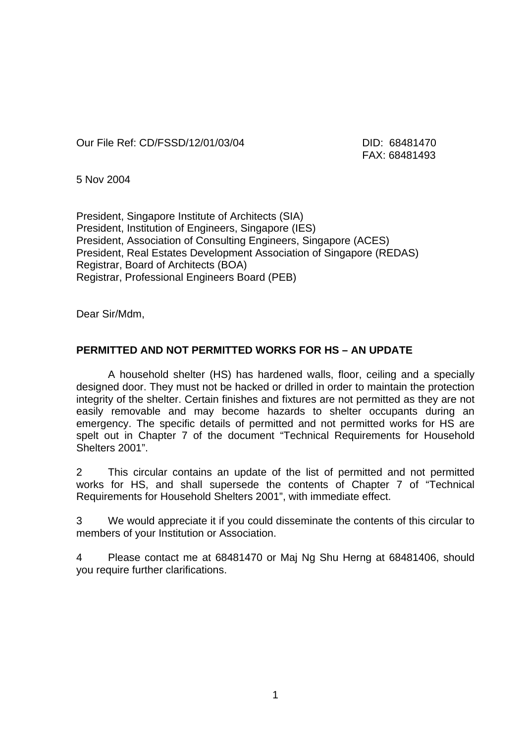Our File Ref: CD/FSSD/12/01/03/04

DID: 68481470
FAX: 68481493

5 Nov 2004

President, Singapore Institute of Architects (SIA)
President, Institution of Engineers, Singapore (IES)
President, Association of Consulting Engineers, Singapore (ACES)
President, Real Estates Development Association of Singapore (REDAS)
Registrar, Board of Architects (BOA)
Registrar, Professional Engineers Board (PEB)

Dear Sir/Mdm,

**PERMITTED AND NOT PERMITTED WORKS FOR HS – AN UPDATE**

A household shelter (HS) has hardened walls, floor, ceiling and a specially designed door. They must not be hacked or drilled in order to maintain the protection integrity of the shelter. Certain finishes and fixtures are not permitted as they are not easily removable and may become hazards to shelter occupants during an emergency. The specific details of permitted and not permitted works for HS are spelt out in Chapter 7 of the document "Technical Requirements for Household Shelters 2001".

2 This circular contains an update of the list of permitted and not permitted works for HS, and shall supersede the contents of Chapter 7 of "Technical Requirements for Household Shelters 2001", with immediate effect.

3 We would appreciate it if you could disseminate the contents of this circular to members of your Institution or Association.

4 Please contact me at 68481470 or Maj Ng Shu Herng at 68481406, should you require further clarifications.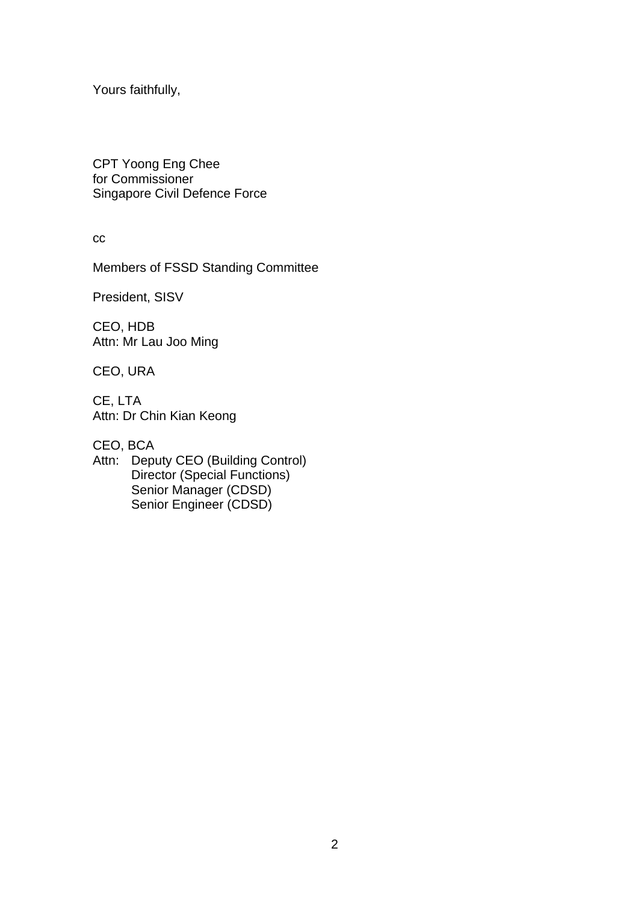Yours faithfully,

CPT Yoong Eng Chee
for Commissioner
Singapore Civil Defence Force

cc

Members of FSSD Standing Committee

President, SISV

CEO, HDB
Attn: Mr Lau Joo Ming

CEO, URA

CE, LTA
Attn: Dr Chin Kian Keong

CEO, BCA
Attn: Deputy CEO (Building Control)
Director (Special Functions)
Senior Manager (CDSD)
Senior Engineer (CDSD)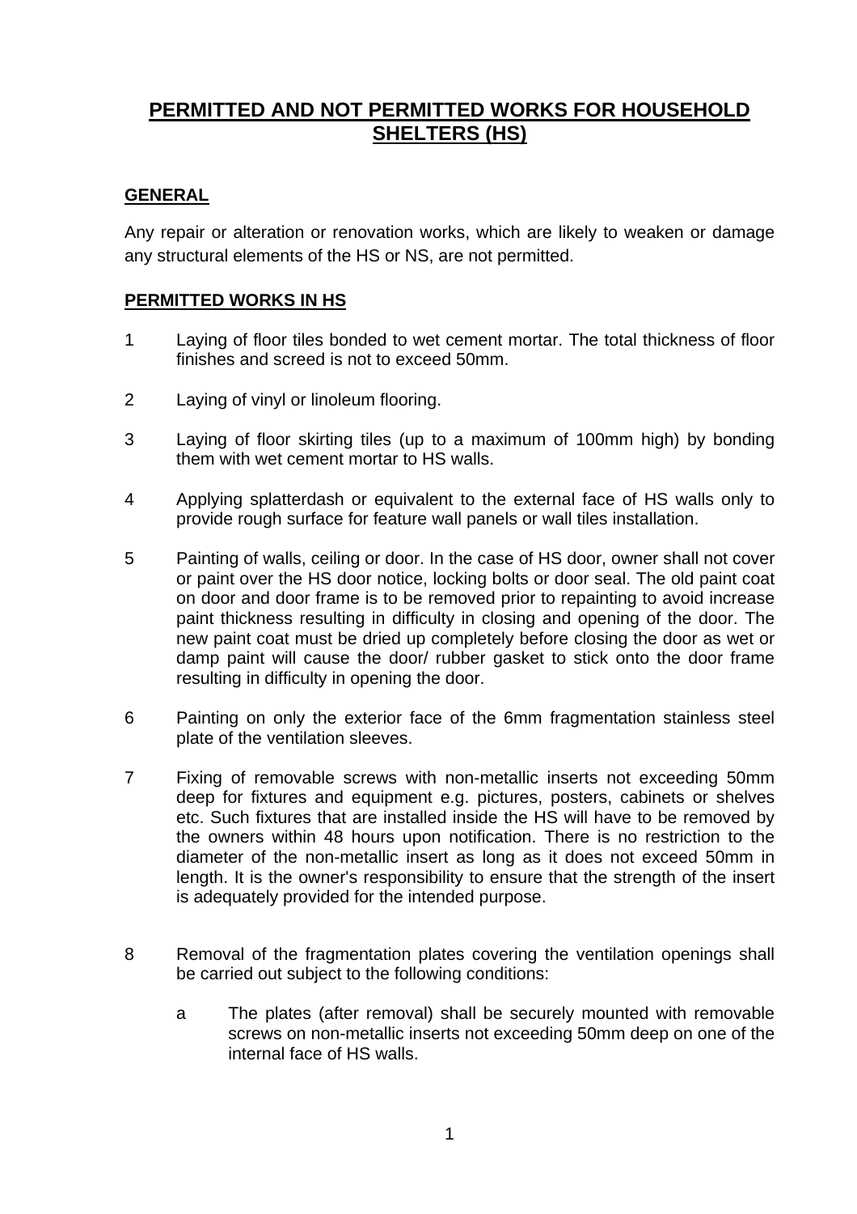# PERMITTED AND NOT PERMITTED WORKS FOR HOUSEHOLD SHELTERS (HS)

## GENERAL

Any repair or alteration or renovation works, which are likely to weaken or damage any structural elements of the HS or NS, are not permitted.

## PERMITTED WORKS IN HS

1. Laying of floor tiles bonded to wet cement mortar. The total thickness of floor finishes and screed is not to exceed 50mm.

2. Laying of vinyl or linoleum flooring.

3. Laying of floor skirting tiles (up to a maximum of 100mm high) by bonding them with wet cement mortar to HS walls.

4. Applying splatterdash or equivalent to the external face of HS walls only to provide rough surface for feature wall panels or wall tiles installation.

5. Painting of walls, ceiling or door. In the case of HS door, owner shall not cover or paint over the HS door notice, locking bolts or door seal. The old paint coat on door and door frame is to be removed prior to repainting to avoid increase paint thickness resulting in difficulty in closing and opening of the door. The new paint coat must be dried up completely before closing the door as wet or damp paint will cause the door/ rubber gasket to stick onto the door frame resulting in difficulty in opening the door.

6. Painting on only the exterior face of the 6mm fragmentation stainless steel plate of the ventilation sleeves.

7. Fixing of removable screws with non-metallic inserts not exceeding 50mm deep for fixtures and equipment e.g. pictures, posters, cabinets or shelves etc. Such fixtures that are installed inside the HS will have to be removed by the owners within 48 hours upon notification. There is no restriction to the diameter of the non-metallic insert as long as it does not exceed 50mm in length. It is the owner's responsibility to ensure that the strength of the insert is adequately provided for the intended purpose.

8. Removal of the fragmentation plates covering the ventilation openings shall be carried out subject to the following conditions:

   a. The plates (after removal) shall be securely mounted with removable screws on non-metallic inserts not exceeding 50mm deep on one of the internal face of HS walls.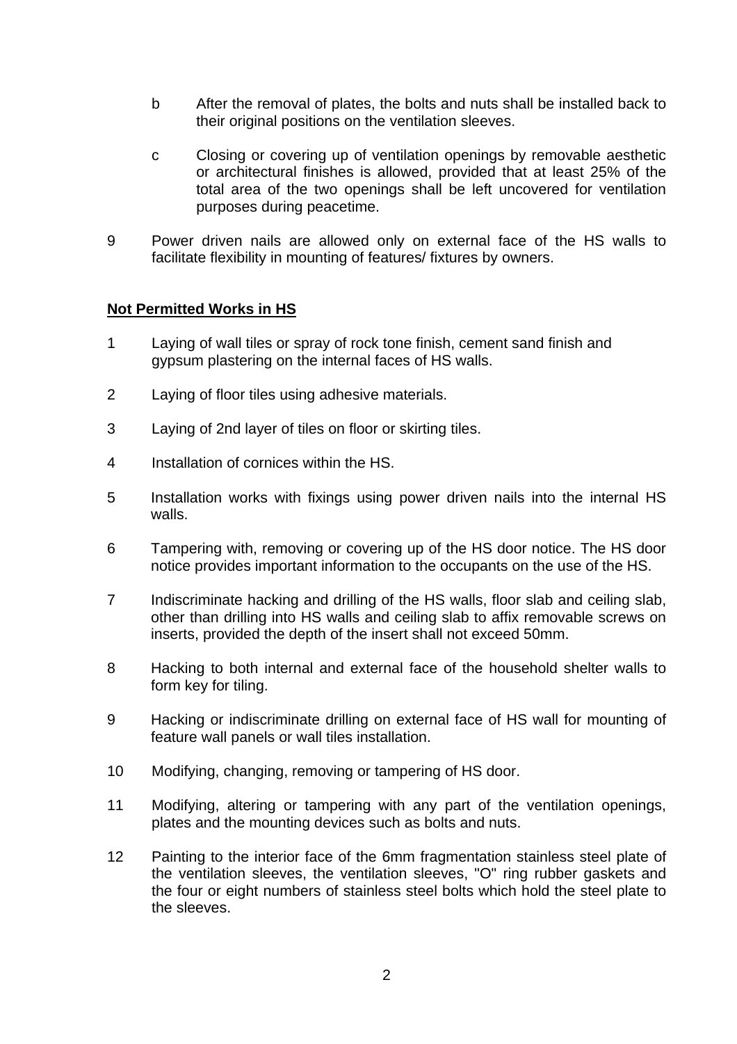b. After the removal of plates, the bolts and nuts shall be installed back to their original positions on the ventilation sleeves.

c. Closing or covering up of ventilation openings by removable aesthetic or architectural finishes is allowed, provided that at least 25% of the total area of the two openings shall be left uncovered for ventilation purposes during peacetime.

9. Power driven nails are allowed only on external face of the HS walls to facilitate flexibility in mounting of features/ fixtures by owners.

**<u>Not Permitted Works in HS</u>**

1. Laying of wall tiles or spray of rock tone finish, cement sand finish and gypsum plastering on the internal faces of HS walls.
2. Laying of floor tiles using adhesive materials.
3. Laying of 2nd layer of tiles on floor or skirting tiles.
4. Installation of cornices within the HS.
5. Installation works with fixings using power driven nails into the internal HS walls.
6. Tampering with, removing or covering up of the HS door notice. The HS door notice provides important information to the occupants on the use of the HS.
7. Indiscriminate hacking and drilling of the HS walls, floor slab and ceiling slab, other than drilling into HS walls and ceiling slab to affix removable screws on inserts, provided the depth of the insert shall not exceed 50mm.
8. Hacking to both internal and external face of the household shelter walls to form key for tiling.
9. Hacking or indiscriminate drilling on external face of HS wall for mounting of feature wall panels or wall tiles installation.
10. Modifying, changing, removing or tampering of HS door.
11. Modifying, altering or tampering with any part of the ventilation openings, plates and the mounting devices such as bolts and nuts.
12. Painting to the interior face of the 6mm fragmentation stainless steel plate of the ventilation sleeves, the ventilation sleeves, "O" ring rubber gaskets and the four or eight numbers of stainless steel bolts which hold the steel plate to the sleeves.